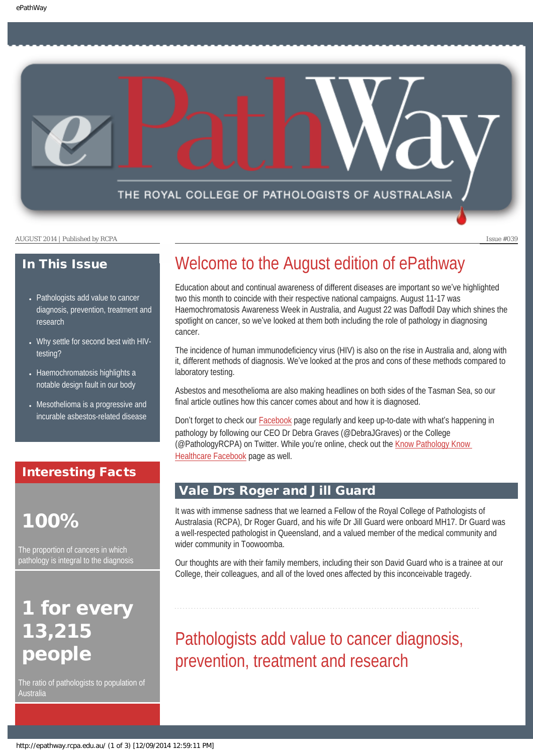AUGUST 2014 | Published by RCPA

Issue #039

## In This Issue

- Pathologists add value to cancer diagnosis, prevention, treatment and research
- Why settle for second best with HIV-testing?
- Haemochromatosis highlights a notable design fault in our body
- Mesothelioma is a progressive and incurable asbestos-related disease

## Interesting Facts

**100%**

The proportion of cancers in which pathology is integral to the diagnosis

**1 for every 13,215 people**

The ratio of pathologists to population of Australia

# Welcome to the August edition of ePathway

Education about and continual awareness of different diseases are important so we've highlighted two this month to coincide with their respective national campaigns. August 11-17 was Haemochromatosis Awareness Week in Australia, and August 22 was Daffodil Day which shines the spotlight on cancer, so we've looked at them both including the role of pathology in diagnosing cancer.

The incidence of human immunodeficiency virus (HIV) is also on the rise in Australia and, along with it, different methods of diagnosis. We've looked at the pros and cons of these methods compared to laboratory testing.

Asbestos and mesothelioma are also making headlines on both sides of the Tasman Sea, so our final article outlines how this cancer comes about and how it is diagnosed.

Don't forget to check our Facebook page regularly and keep up-to-date with what's happening in pathology by following our CEO Dr Debra Graves (@DebraJGraves) or the College (@PathologyRCPA) on Twitter. While you're online, check out the Know Pathology Know Healthcare Facebook page as well.

## Vale Drs Roger and Jill Guard

It was with immense sadness that we learned a Fellow of the Royal College of Pathologists of Australasia (RCPA), Dr Roger Guard, and his wife Dr Jill Guard were onboard MH17. Dr Guard was a well-respected pathologist in Queensland, and a valued member of the medical community and wider community in Toowoomba.

Our thoughts are with their family members, including their son David Guard who is a trainee at our College, their colleagues, and all of the loved ones affected by this inconceivable tragedy.

# Pathologists add value to cancer diagnosis, prevention, treatment and research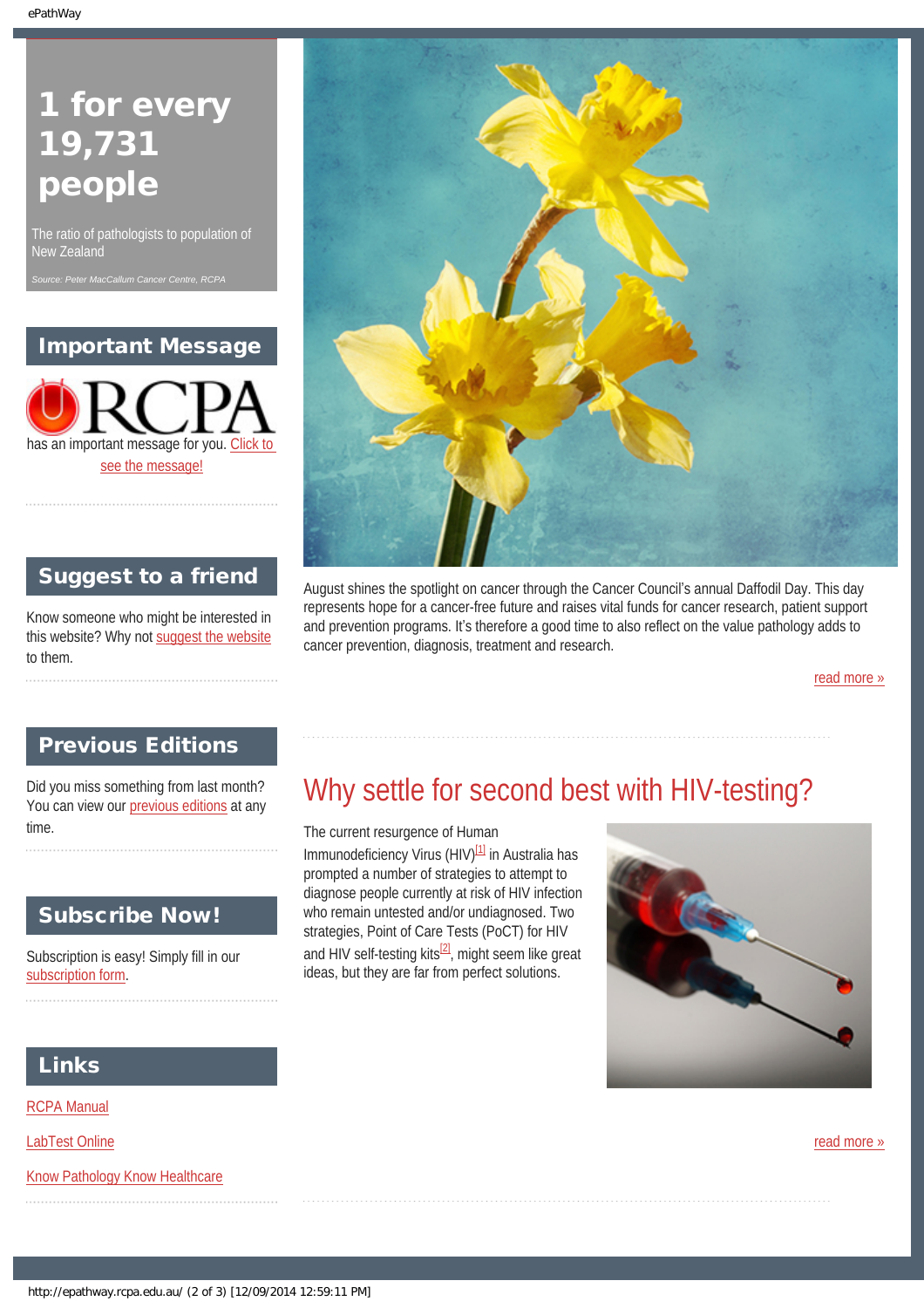# 1 for every 19,731 people

The ratio of pathologists to population of New Zealand

*Source: Peter MacCallum Cancer Centre, RCPA*

## Important Message

RCPA has an important message for you. Click to see the message!

## Suggest to a friend

Know someone who might be interested in this website? Why not suggest the website to them.

## Previous Editions

Did you miss something from last month? You can view our previous editions at any time.

## Subscribe Now!

Subscription is easy! Simply fill in our subscription form.

## Links

RCPA Manual

LabTest Online

Know Pathology Know Healthcare

August shines the spotlight on cancer through the Cancer Council's annual Daffodil Day. This day represents hope for a cancer-free future and raises vital funds for cancer research, patient support and prevention programs. It's therefore a good time to also reflect on the value pathology adds to cancer prevention, diagnosis, treatment and research.

read more »

## Why settle for second best with HIV-testing?

The current resurgence of Human Immunodeficiency Virus (HIV)[1] in Australia has prompted a number of strategies to attempt to diagnose people currently at risk of HIV infection who remain untested and/or undiagnosed. Two strategies, Point of Care Tests (PoCT) for HIV and HIV self-testing kits[2], might seem like great ideas, but they are far from perfect solutions.

read more »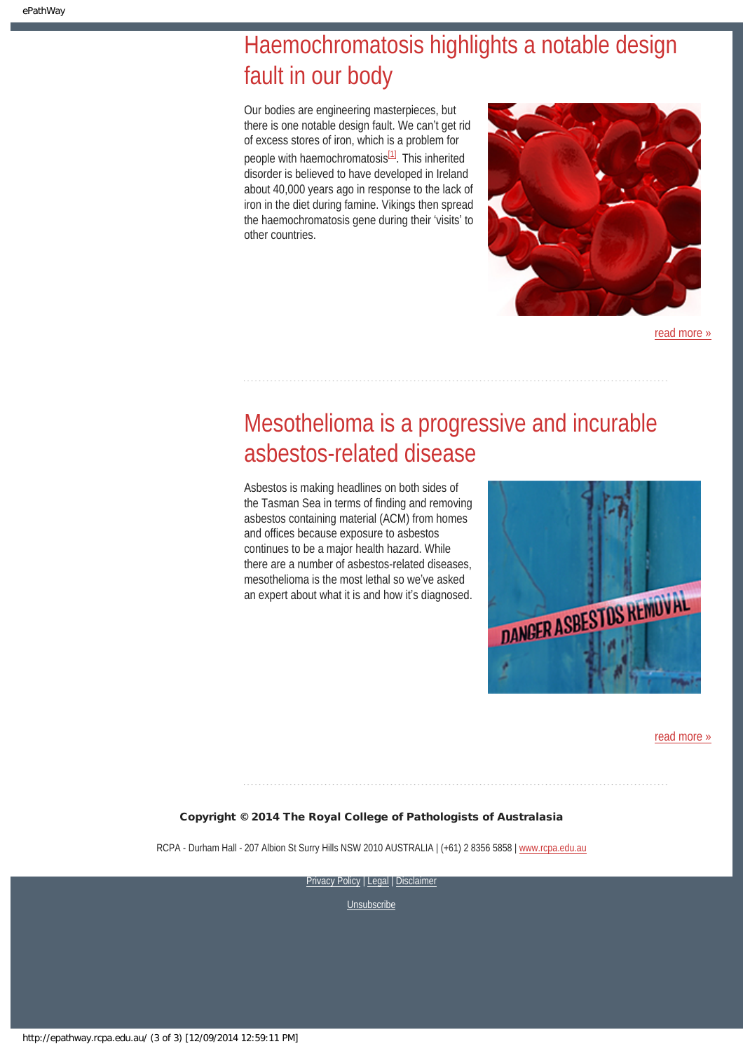# Haemochromatosis highlights a notable design fault in our body

Our bodies are engineering masterpieces, but there is one notable design fault. We can't get rid of excess stores of iron, which is a problem for people with haemochromatosis[1]. This inherited disorder is believed to have developed in Ireland about 40,000 years ago in response to the lack of iron in the diet during famine. Vikings then spread the haemochromatosis gene during their 'visits' to other countries.

read more »

# Mesothelioma is a progressive and incurable asbestos-related disease

Asbestos is making headlines on both sides of the Tasman Sea in terms of finding and removing asbestos containing material (ACM) from homes and offices because exposure to asbestos continues to be a major health hazard. While there are a number of asbestos-related diseases, mesothelioma is the most lethal so we've asked an expert about what it is and how it's diagnosed.

read more »

**Copyright © 2014 The Royal College of Pathologists of Australasia**

RCPA - Durham Hall - 207 Albion St Surry Hills NSW 2010 AUSTRALIA | (+61) 2 8356 5858 | www.rcpa.edu.au

Privacy Policy | Legal | Disclaimer

Unsubscribe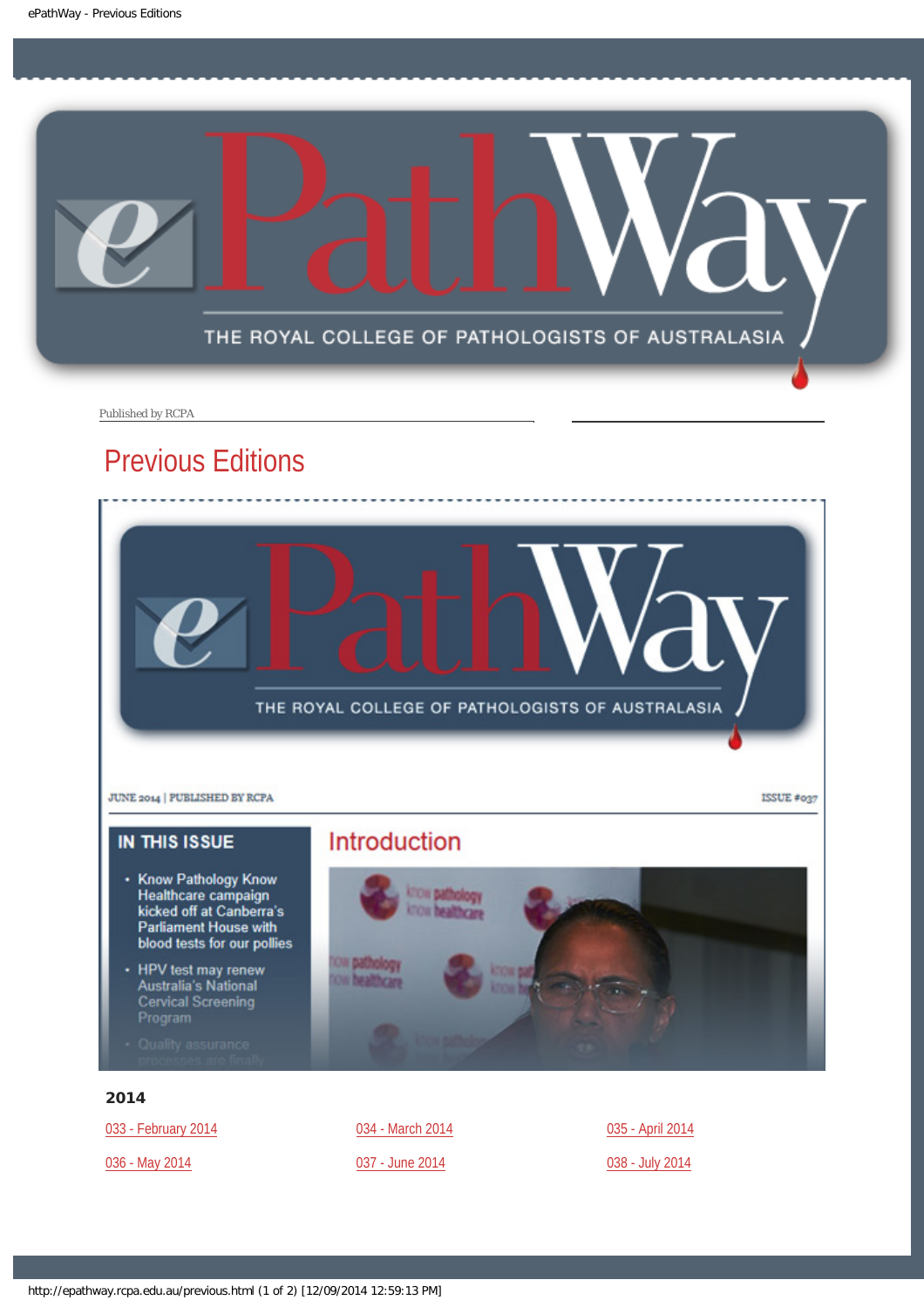Published by RCPA

# Previous Editions

JUNE 2014 | PUBLISHED BY RCPA

ISSUE #037

**IN THIS ISSUE**

- Know Pathology Know Healthcare campaign kicked off at Canberra's Parliament House with blood tests for our pollies
- HPV test may renew Australia's National Cervical Screening Program
- Quality assurance processes are finally

## Introduction

### 2014

| | | |
|---|---|---|
| 033 - February 2014 | 034 - March 2014 | 035 - April 2014 |
| 036 - May 2014 | 037 - June 2014 | 038 - July 2014 |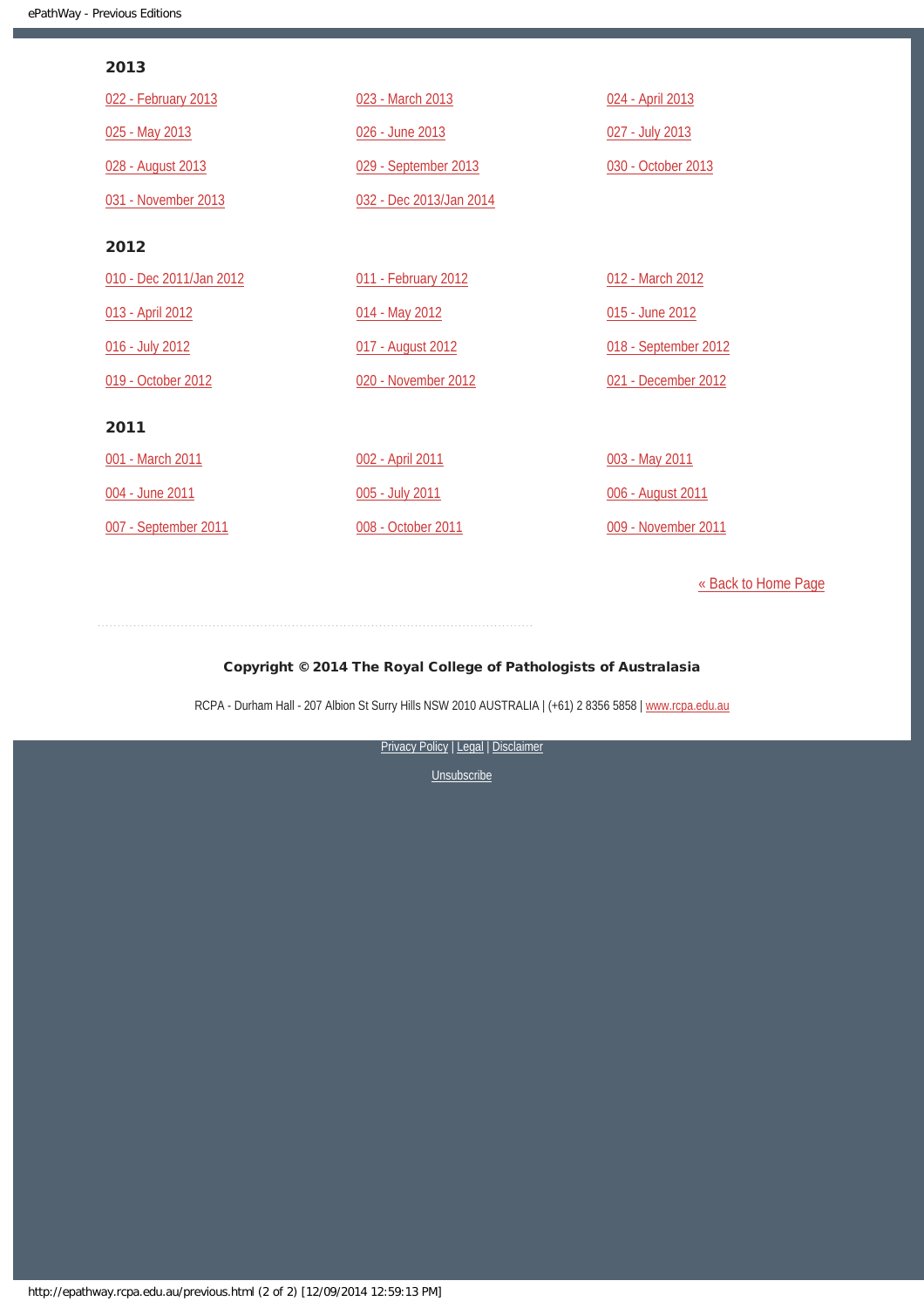## 2013

022 - February 2013

023 - March 2013

024 - April 2013

025 - May 2013

026 - June 2013

027 - July 2013

028 - August 2013

029 - September 2013

030 - October 2013

031 - November 2013

032 - Dec 2013/Jan 2014

## 2012

010 - Dec 2011/Jan 2012

011 - February 2012

012 - March 2012

013 - April 2012

014 - May 2012

015 - June 2012

016 - July 2012

017 - August 2012

018 - September 2012

019 - October 2012

020 - November 2012

021 - December 2012

## 2011

001 - March 2011

002 - April 2011

003 - May 2011

004 - June 2011

005 - July 2011

006 - August 2011

007 - September 2011

008 - October 2011

009 - November 2011

« Back to Home Page

**Copyright © 2014 The Royal College of Pathologists of Australasia**

RCPA - Durham Hall - 207 Albion St Surry Hills NSW 2010 AUSTRALIA | (+61) 2 8356 5858 | www.rcpa.edu.au

Privacy Policy | Legal | Disclaimer

Unsubscribe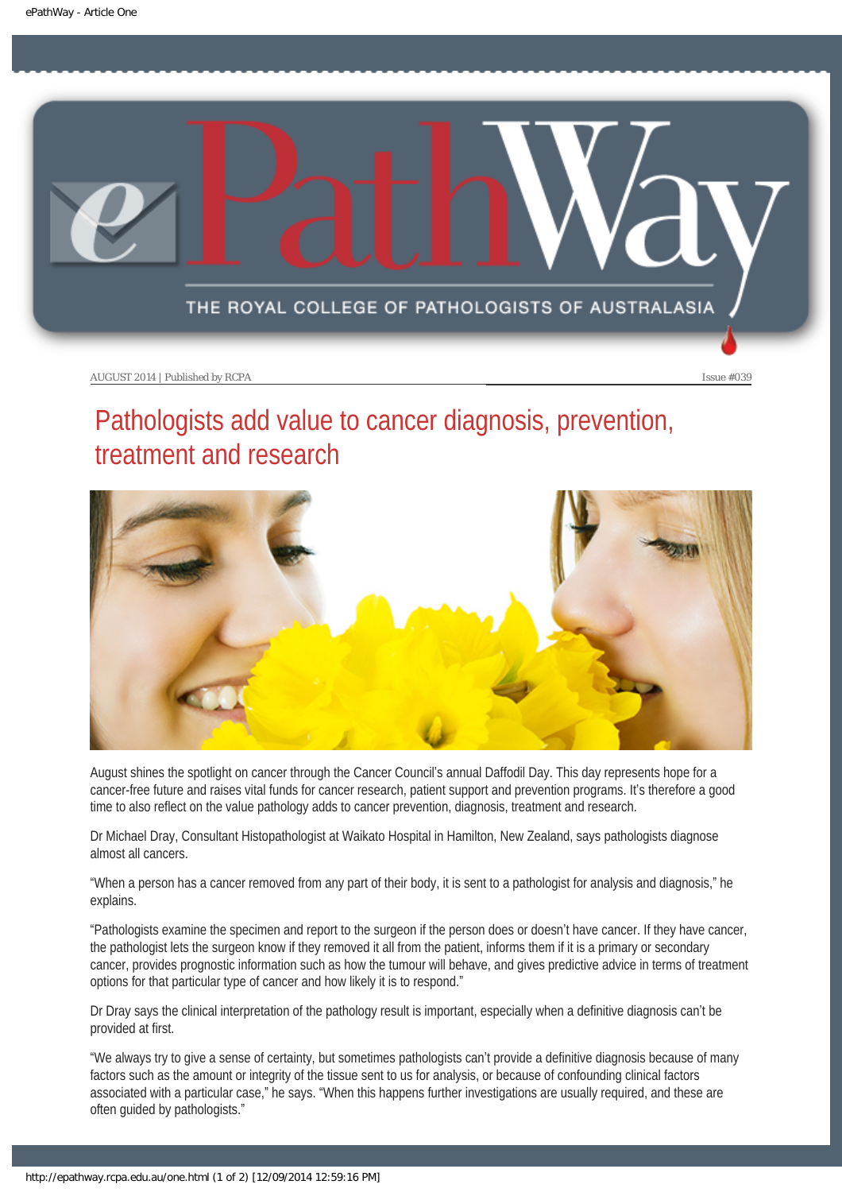AUGUST 2014 | Published by RCPA

Issue #039

# Pathologists add value to cancer diagnosis, prevention, treatment and research

August shines the spotlight on cancer through the Cancer Council's annual Daffodil Day. This day represents hope for a cancer-free future and raises vital funds for cancer research, patient support and prevention programs. It's therefore a good time to also reflect on the value pathology adds to cancer prevention, diagnosis, treatment and research.

Dr Michael Dray, Consultant Histopathologist at Waikato Hospital in Hamilton, New Zealand, says pathologists diagnose almost all cancers.

"When a person has a cancer removed from any part of their body, it is sent to a pathologist for analysis and diagnosis," he explains.

"Pathologists examine the specimen and report to the surgeon if the person does or doesn't have cancer. If they have cancer, the pathologist lets the surgeon know if they removed it all from the patient, informs them if it is a primary or secondary cancer, provides prognostic information such as how the tumour will behave, and gives predictive advice in terms of treatment options for that particular type of cancer and how likely it is to respond."

Dr Dray says the clinical interpretation of the pathology result is important, especially when a definitive diagnosis can't be provided at first.

"We always try to give a sense of certainty, but sometimes pathologists can't provide a definitive diagnosis because of many factors such as the amount or integrity of the tissue sent to us for analysis, or because of confounding clinical factors associated with a particular case," he says. "When this happens further investigations are usually required, and these are often guided by pathologists."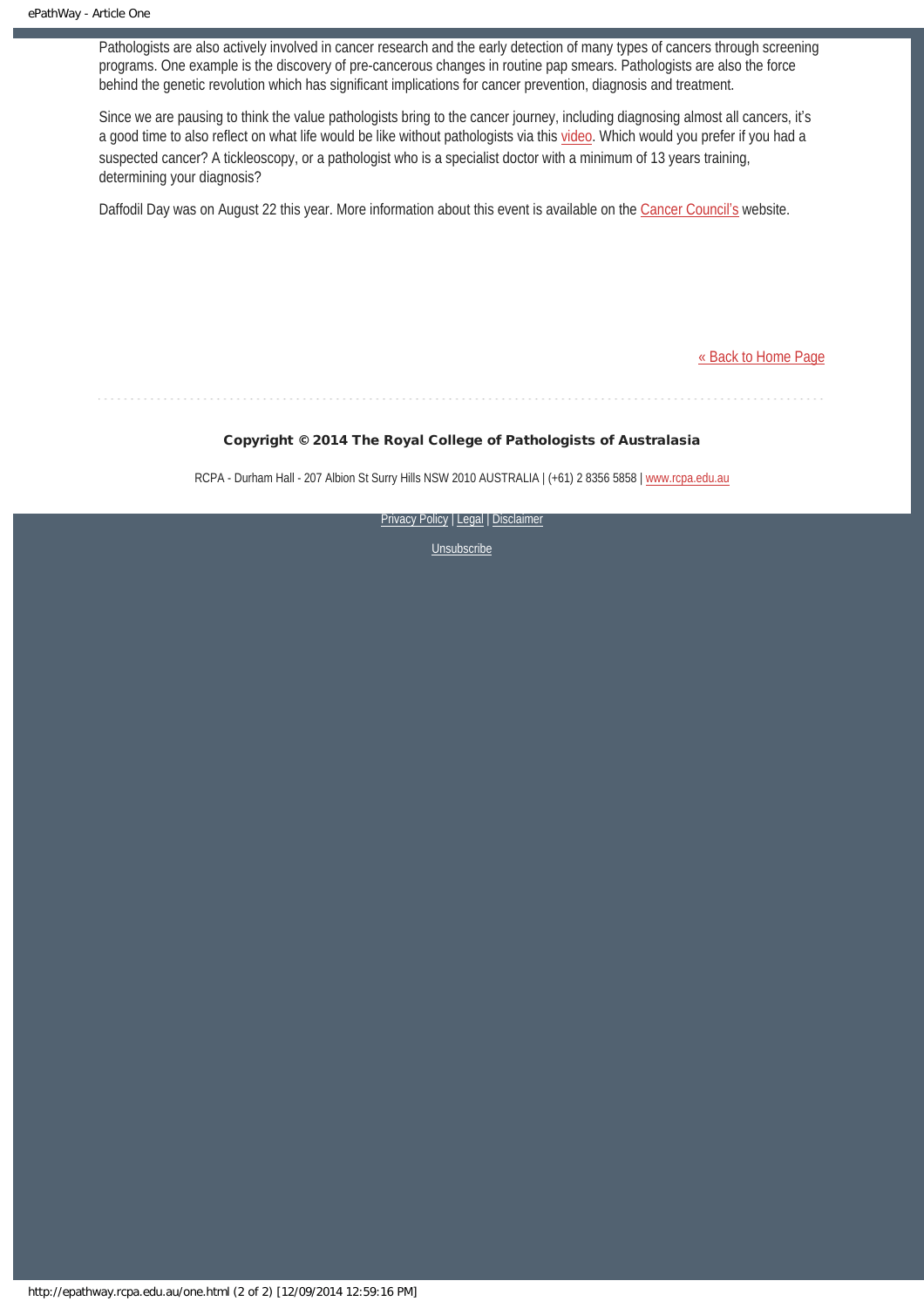Pathologists are also actively involved in cancer research and the early detection of many types of cancers through screening programs. One example is the discovery of pre-cancerous changes in routine pap smears. Pathologists are also the force behind the genetic revolution which has significant implications for cancer prevention, diagnosis and treatment.

Since we are pausing to think the value pathologists bring to the cancer journey, including diagnosing almost all cancers, it's a good time to also reflect on what life would be like without pathologists via this video. Which would you prefer if you had a suspected cancer? A tickleoscopy, or a pathologist who is a specialist doctor with a minimum of 13 years training, determining your diagnosis?

Daffodil Day was on August 22 this year. More information about this event is available on the Cancer Council's website.

« Back to Home Page

**Copyright © 2014 The Royal College of Pathologists of Australasia**

RCPA - Durham Hall - 207 Albion St Surry Hills NSW 2010 AUSTRALIA | (+61) 2 8356 5858 | www.rcpa.edu.au

Privacy Policy | Legal | Disclaimer

Unsubscribe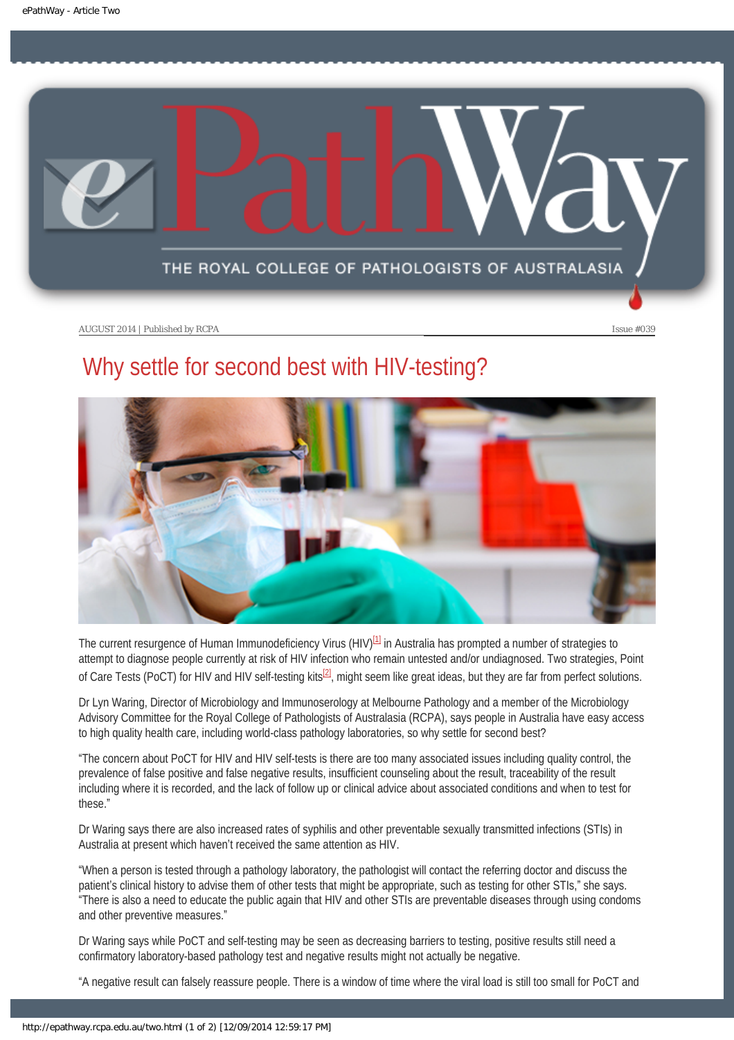AUGUST 2014 | Published by RCPA

Issue #039

# Why settle for second best with HIV-testing?

The current resurgence of Human Immunodeficiency Virus (HIV)[1] in Australia has prompted a number of strategies to attempt to diagnose people currently at risk of HIV infection who remain untested and/or undiagnosed. Two strategies, Point of Care Tests (PoCT) for HIV and HIV self-testing kits[2], might seem like great ideas, but they are far from perfect solutions.

Dr Lyn Waring, Director of Microbiology and Immunoserology at Melbourne Pathology and a member of the Microbiology Advisory Committee for the Royal College of Pathologists of Australasia (RCPA), says people in Australia have easy access to high quality health care, including world-class pathology laboratories, so why settle for second best?

"The concern about PoCT for HIV and HIV self-tests is there are too many associated issues including quality control, the prevalence of false positive and false negative results, insufficient counseling about the result, traceability of the result including where it is recorded, and the lack of follow up or clinical advice about associated conditions and when to test for these."

Dr Waring says there are also increased rates of syphilis and other preventable sexually transmitted infections (STIs) in Australia at present which haven't received the same attention as HIV.

"When a person is tested through a pathology laboratory, the pathologist will contact the referring doctor and discuss the patient's clinical history to advise them of other tests that might be appropriate, such as testing for other STIs," she says. "There is also a need to educate the public again that HIV and other STIs are preventable diseases through using condoms and other preventive measures."

Dr Waring says while PoCT and self-testing may be seen as decreasing barriers to testing, positive results still need a confirmatory laboratory-based pathology test and negative results might not actually be negative.

"A negative result can falsely reassure people. There is a window of time where the viral load is still too small for PoCT and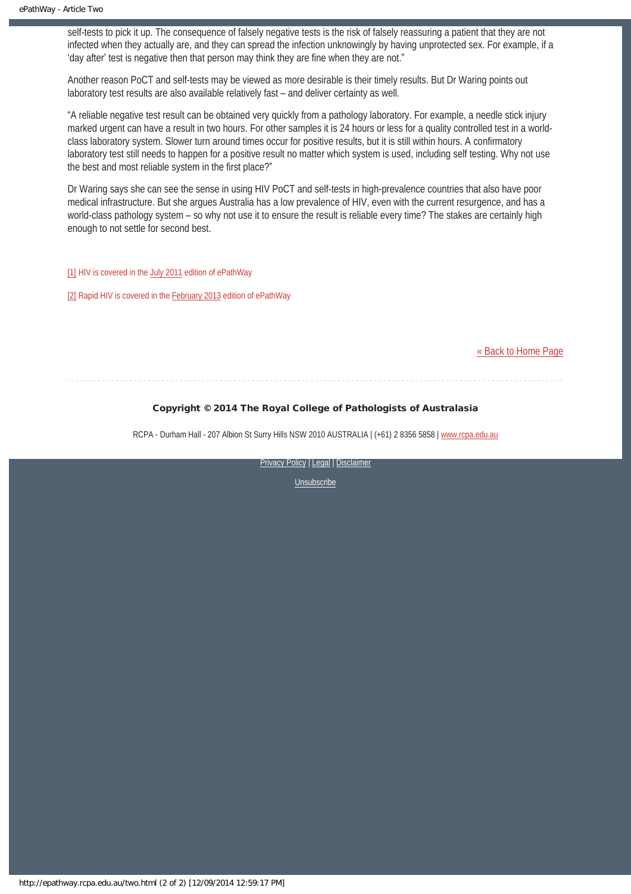self-tests to pick it up. The consequence of falsely negative tests is the risk of falsely reassuring a patient that they are not infected when they actually are, and they can spread the infection unknowingly by having unprotected sex. For example, if a 'day after' test is negative then that person may think they are fine when they are not."

Another reason PoCT and self-tests may be viewed as more desirable is their timely results. But Dr Waring points out laboratory test results are also available relatively fast – and deliver certainty as well.

"A reliable negative test result can be obtained very quickly from a pathology laboratory. For example, a needle stick injury marked urgent can have a result in two hours. For other samples it is 24 hours or less for a quality controlled test in a world-class laboratory system. Slower turn around times occur for positive results, but it is still within hours. A confirmatory laboratory test still needs to happen for a positive result no matter which system is used, including self testing. Why not use the best and most reliable system in the first place?"

Dr Waring says she can see the sense in using HIV PoCT and self-tests in high-prevalence countries that also have poor medical infrastructure. But she argues Australia has a low prevalence of HIV, even with the current resurgence, and has a world-class pathology system – so why not use it to ensure the result is reliable every time? The stakes are certainly high enough to not settle for second best.

[1] HIV is covered in the July 2011 edition of ePathWay

[2] Rapid HIV is covered in the February 2013 edition of ePathWay

« Back to Home Page

**Copyright © 2014 The Royal College of Pathologists of Australasia**

RCPA - Durham Hall - 207 Albion St Surry Hills NSW 2010 AUSTRALIA | (+61) 2 8356 5858 | www.rcpa.edu.au

Privacy Policy | Legal | Disclaimer

Unsubscribe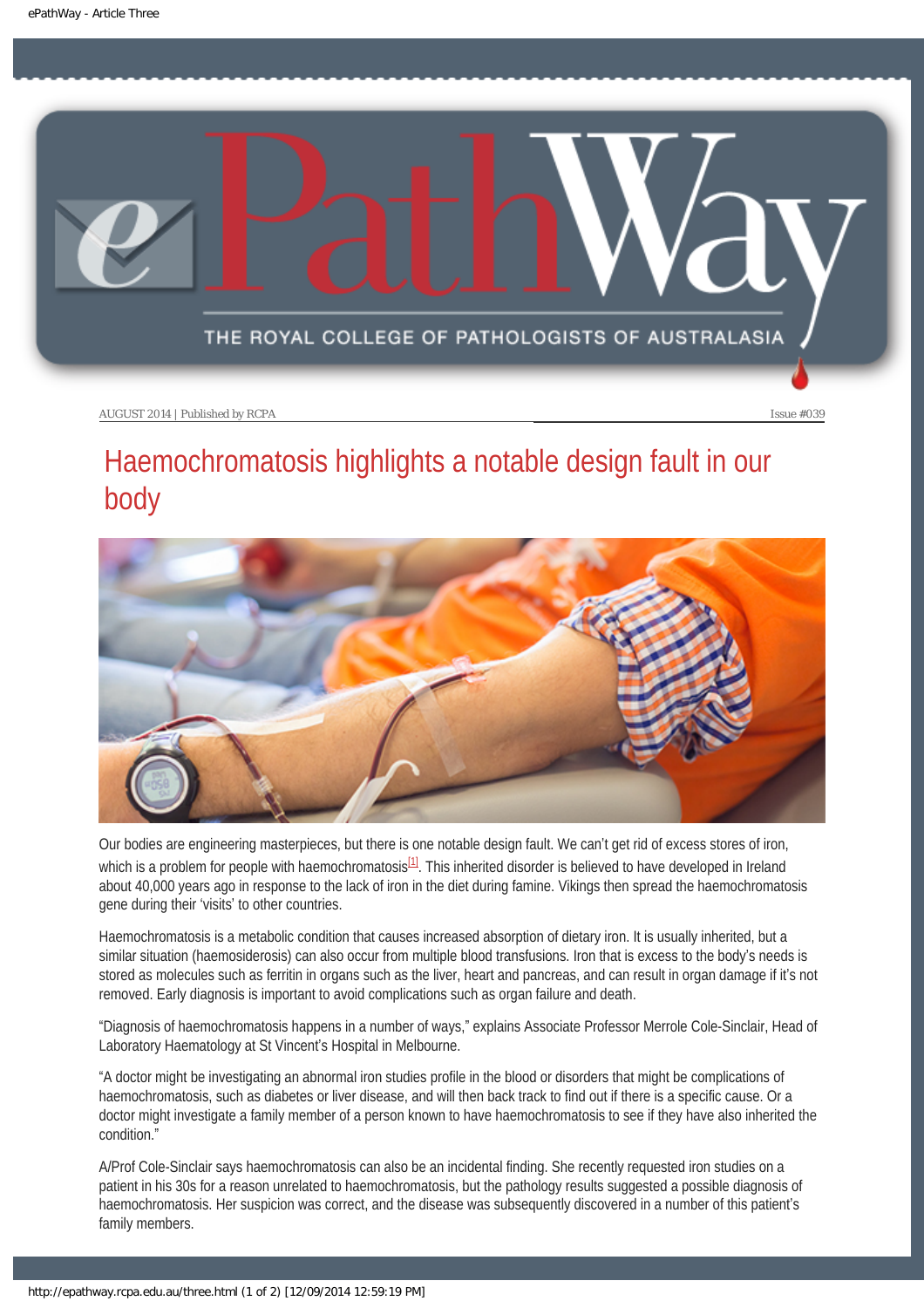AUGUST 2014 | Published by RCPA

Issue #039

# Haemochromatosis highlights a notable design fault in our body

Our bodies are engineering masterpieces, but there is one notable design fault. We can't get rid of excess stores of iron, which is a problem for people with haemochromatosis[1]. This inherited disorder is believed to have developed in Ireland about 40,000 years ago in response to the lack of iron in the diet during famine. Vikings then spread the haemochromatosis gene during their 'visits' to other countries.

Haemochromatosis is a metabolic condition that causes increased absorption of dietary iron. It is usually inherited, but a similar situation (haemosiderosis) can also occur from multiple blood transfusions. Iron that is excess to the body's needs is stored as molecules such as ferritin in organs such as the liver, heart and pancreas, and can result in organ damage if it's not removed. Early diagnosis is important to avoid complications such as organ failure and death.

"Diagnosis of haemochromatosis happens in a number of ways," explains Associate Professor Merrole Cole-Sinclair, Head of Laboratory Haematology at St Vincent's Hospital in Melbourne.

"A doctor might be investigating an abnormal iron studies profile in the blood or disorders that might be complications of haemochromatosis, such as diabetes or liver disease, and will then back track to find out if there is a specific cause. Or a doctor might investigate a family member of a person known to have haemochromatosis to see if they have also inherited the condition."

A/Prof Cole-Sinclair says haemochromatosis can also be an incidental finding. She recently requested iron studies on a patient in his 30s for a reason unrelated to haemochromatosis, but the pathology results suggested a possible diagnosis of haemochromatosis. Her suspicion was correct, and the disease was subsequently discovered in a number of this patient's family members.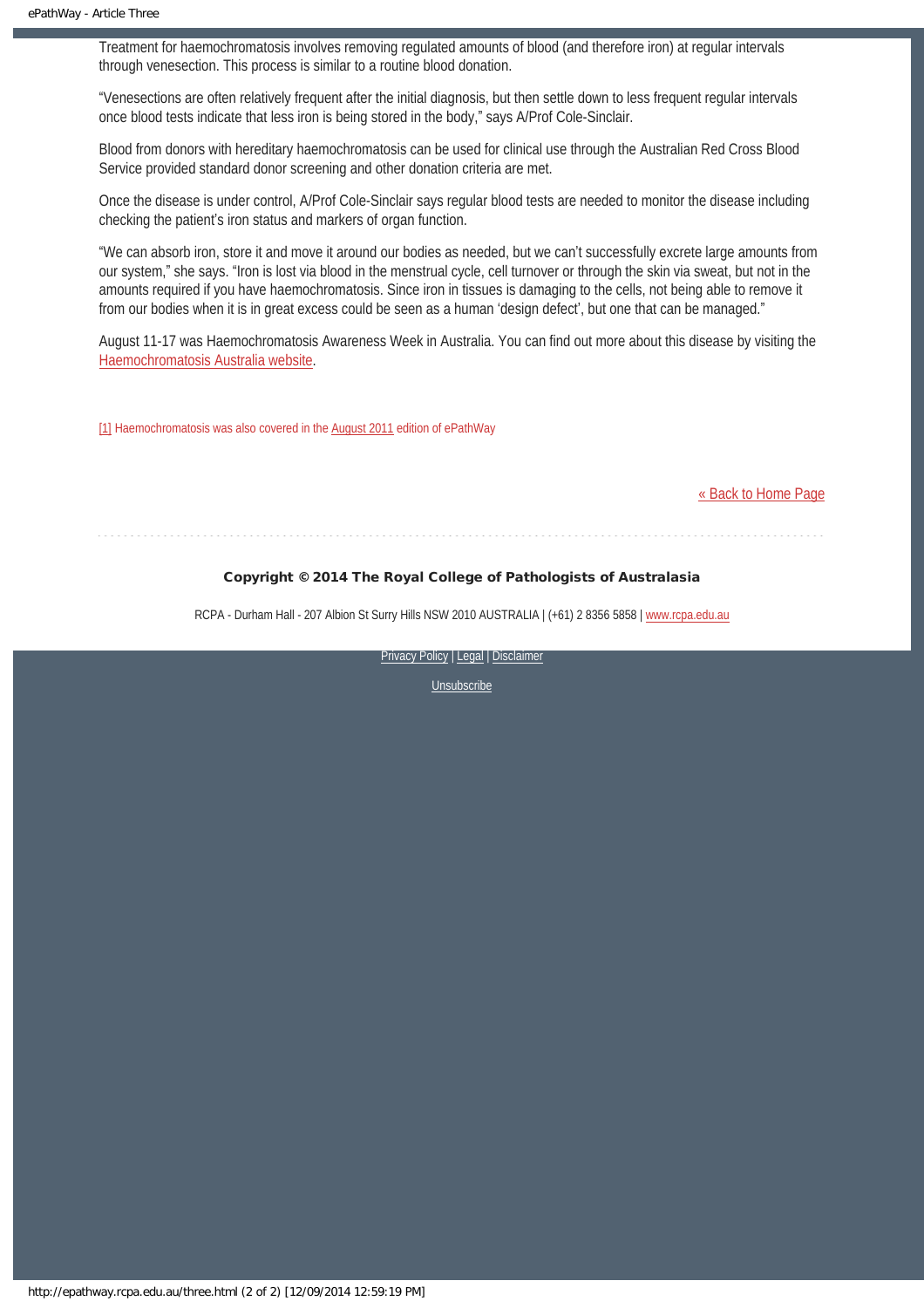Treatment for haemochromatosis involves removing regulated amounts of blood (and therefore iron) at regular intervals through venesection. This process is similar to a routine blood donation.

"Venesections are often relatively frequent after the initial diagnosis, but then settle down to less frequent regular intervals once blood tests indicate that less iron is being stored in the body," says A/Prof Cole-Sinclair.

Blood from donors with hereditary haemochromatosis can be used for clinical use through the Australian Red Cross Blood Service provided standard donor screening and other donation criteria are met.

Once the disease is under control, A/Prof Cole-Sinclair says regular blood tests are needed to monitor the disease including checking the patient's iron status and markers of organ function.

"We can absorb iron, store it and move it around our bodies as needed, but we can't successfully excrete large amounts from our system," she says. "Iron is lost via blood in the menstrual cycle, cell turnover or through the skin via sweat, but not in the amounts required if you have haemochromatosis. Since iron in tissues is damaging to the cells, not being able to remove it from our bodies when it is in great excess could be seen as a human 'design defect', but one that can be managed."

August 11-17 was Haemochromatosis Awareness Week in Australia. You can find out more about this disease by visiting the [Haemochromatosis Australia website](#).

[1] Haemochromatosis was also covered in the August 2011 edition of ePathWay

« Back to Home Page

**Copyright © 2014 The Royal College of Pathologists of Australasia**

RCPA - Durham Hall - 207 Albion St Surry Hills NSW 2010 AUSTRALIA | (+61) 2 8356 5858 | www.rcpa.edu.au

Privacy Policy | Legal | Disclaimer

Unsubscribe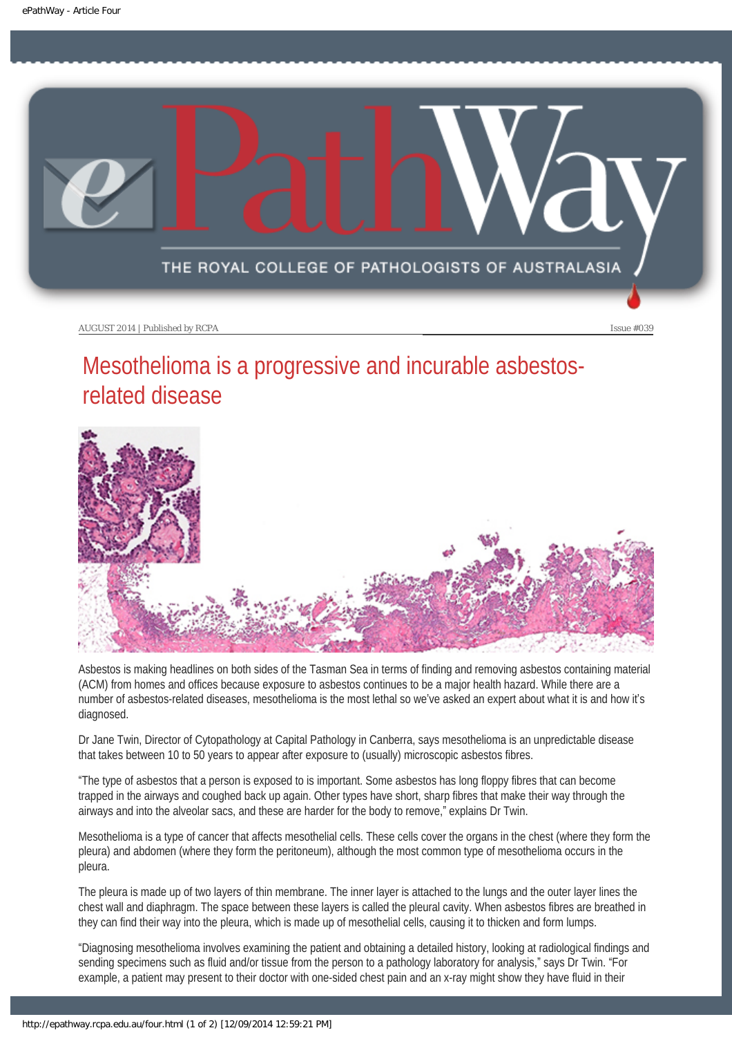AUGUST 2014 | Published by RCPA

Issue #039

# Mesothelioma is a progressive and incurable asbestos-related disease

Asbestos is making headlines on both sides of the Tasman Sea in terms of finding and removing asbestos containing material (ACM) from homes and offices because exposure to asbestos continues to be a major health hazard. While there are a number of asbestos-related diseases, mesothelioma is the most lethal so we've asked an expert about what it is and how it's diagnosed.

Dr Jane Twin, Director of Cytopathology at Capital Pathology in Canberra, says mesothelioma is an unpredictable disease that takes between 10 to 50 years to appear after exposure to (usually) microscopic asbestos fibres.

"The type of asbestos that a person is exposed to is important. Some asbestos has long floppy fibres that can become trapped in the airways and coughed back up again. Other types have short, sharp fibres that make their way through the airways and into the alveolar sacs, and these are harder for the body to remove," explains Dr Twin.

Mesothelioma is a type of cancer that affects mesothelial cells. These cells cover the organs in the chest (where they form the pleura) and abdomen (where they form the peritoneum), although the most common type of mesothelioma occurs in the pleura.

The pleura is made up of two layers of thin membrane. The inner layer is attached to the lungs and the outer layer lines the chest wall and diaphragm. The space between these layers is called the pleural cavity. When asbestos fibres are breathed in they can find their way into the pleura, which is made up of mesothelial cells, causing it to thicken and form lumps.

"Diagnosing mesothelioma involves examining the patient and obtaining a detailed history, looking at radiological findings and sending specimens such as fluid and/or tissue from the person to a pathology laboratory for analysis," says Dr Twin. "For example, a patient may present to their doctor with one-sided chest pain and an x-ray might show they have fluid in their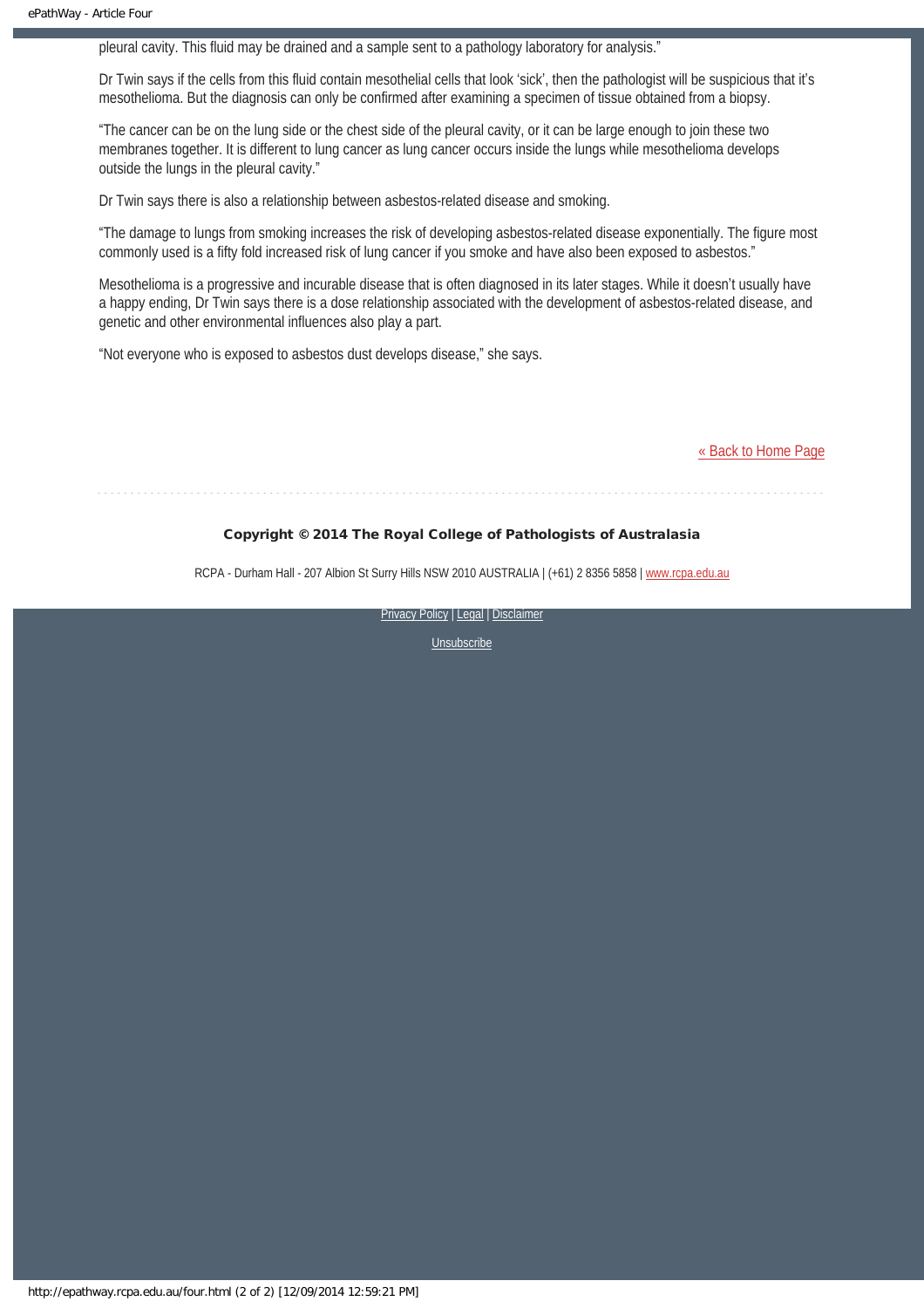pleural cavity. This fluid may be drained and a sample sent to a pathology laboratory for analysis."

Dr Twin says if the cells from this fluid contain mesothelial cells that look 'sick', then the pathologist will be suspicious that it's mesothelioma. But the diagnosis can only be confirmed after examining a specimen of tissue obtained from a biopsy.

"The cancer can be on the lung side or the chest side of the pleural cavity, or it can be large enough to join these two membranes together. It is different to lung cancer as lung cancer occurs inside the lungs while mesothelioma develops outside the lungs in the pleural cavity."

Dr Twin says there is also a relationship between asbestos-related disease and smoking.

"The damage to lungs from smoking increases the risk of developing asbestos-related disease exponentially. The figure most commonly used is a fifty fold increased risk of lung cancer if you smoke and have also been exposed to asbestos."

Mesothelioma is a progressive and incurable disease that is often diagnosed in its later stages. While it doesn't usually have a happy ending, Dr Twin says there is a dose relationship associated with the development of asbestos-related disease, and genetic and other environmental influences also play a part.

"Not everyone who is exposed to asbestos dust develops disease," she says.

« Back to Home Page

**Copyright © 2014 The Royal College of Pathologists of Australasia**

RCPA - Durham Hall - 207 Albion St Surry Hills NSW 2010 AUSTRALIA | (+61) 2 8356 5858 | www.rcpa.edu.au

Privacy Policy | Legal | Disclaimer

Unsubscribe